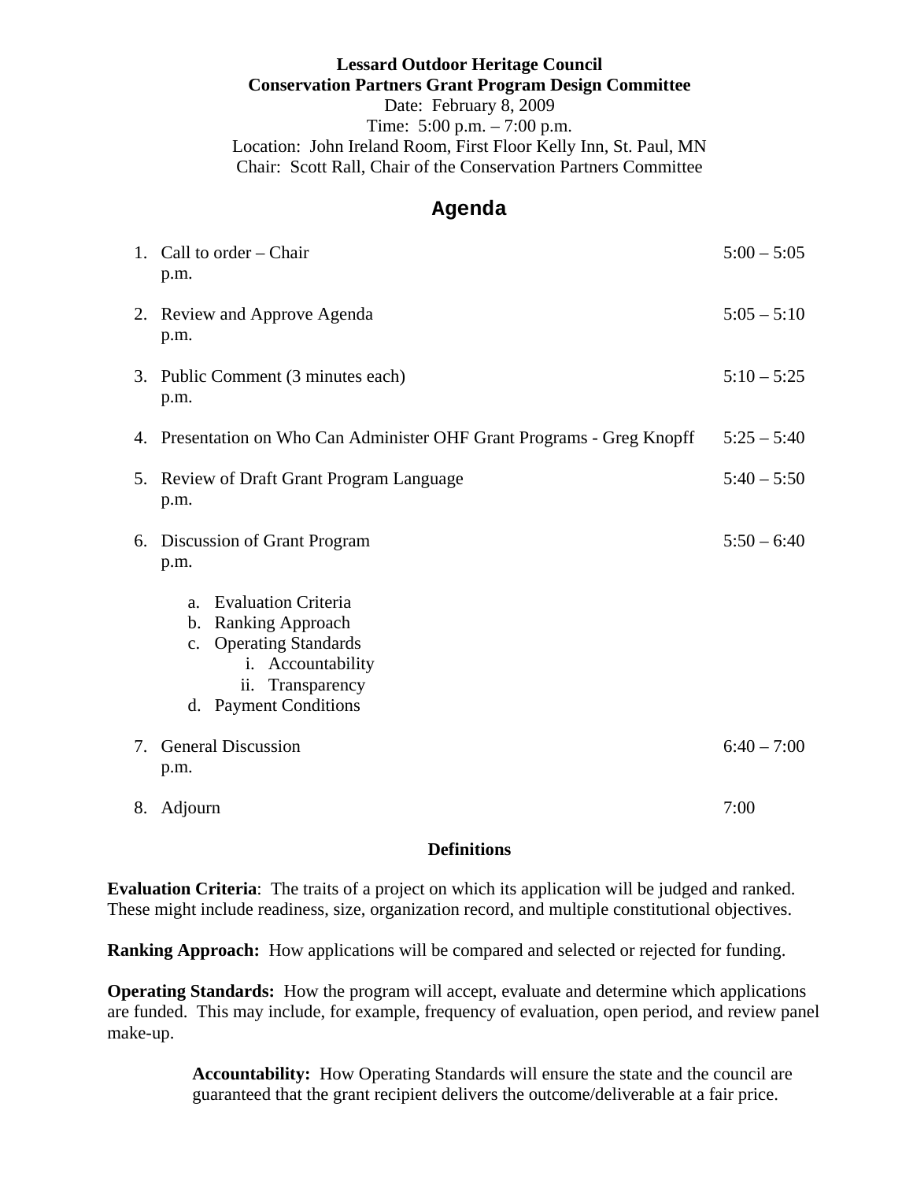**Lessard Outdoor Heritage Council**
**Conservation Partners Grant Program Design Committee**

Date: February 8, 2009
Time: 5:00 p.m. – 7:00 p.m.
Location: John Ireland Room, First Floor Kelly Inn, St. Paul, MN
Chair: Scott Rall, Chair of the Conservation Partners Committee

# Agenda

1. Call to order – Chair 5:00 – 5:05 p.m.

2. Review and Approve Agenda 5:05 – 5:10 p.m.

3. Public Comment (3 minutes each) 5:10 – 5:25 p.m.

4. Presentation on Who Can Administer OHF Grant Programs - Greg Knopff 5:25 – 5:40

5. Review of Draft Grant Program Language 5:40 – 5:50 p.m.

6. Discussion of Grant Program 5:50 – 6:40 p.m.

   a. Evaluation Criteria
   b. Ranking Approach
   c. Operating Standards
      i. Accountability
      ii. Transparency
   d. Payment Conditions

7. General Discussion 6:40 – 7:00 p.m.

8. Adjourn 7:00

**Definitions**

**Evaluation Criteria**: The traits of a project on which its application will be judged and ranked. These might include readiness, size, organization record, and multiple constitutional objectives.

**Ranking Approach:** How applications will be compared and selected or rejected for funding.

**Operating Standards:** How the program will accept, evaluate and determine which applications are funded. This may include, for example, frequency of evaluation, open period, and review panel make-up.

> **Accountability:** How Operating Standards will ensure the state and the council are guaranteed that the grant recipient delivers the outcome/deliverable at a fair price.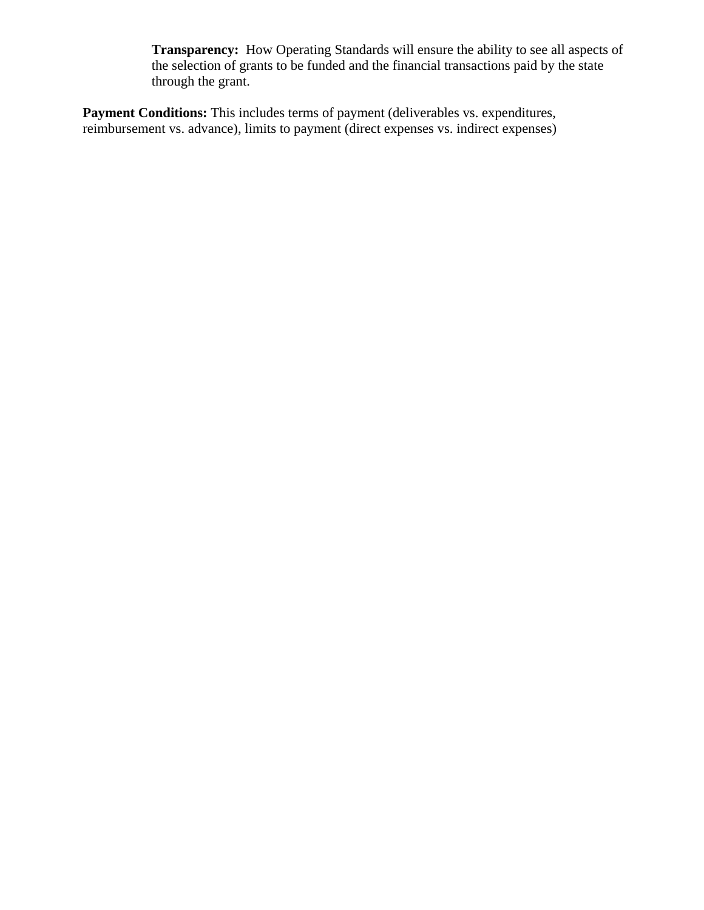**Transparency:** How Operating Standards will ensure the ability to see all aspects of the selection of grants to be funded and the financial transactions paid by the state through the grant.

**Payment Conditions:** This includes terms of payment (deliverables vs. expenditures, reimbursement vs. advance), limits to payment (direct expenses vs. indirect expenses)